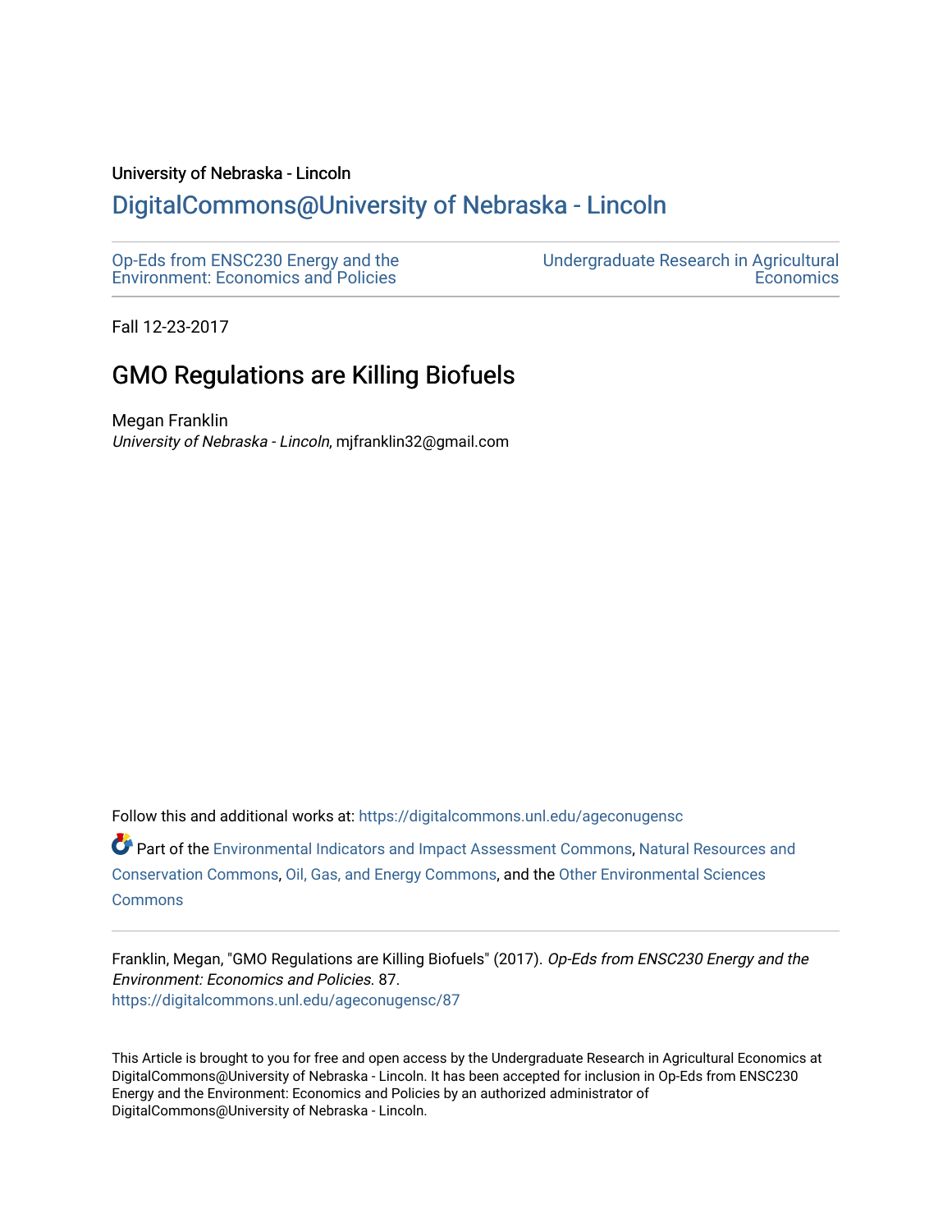University of Nebraska - Lincoln

# DigitalCommons@University of Nebraska - Lincoln

Op-Eds from ENSC230 Energy and the Environment: Economics and Policies

Undergraduate Research in Agricultural Economics

Fall 12-23-2017

## GMO Regulations are Killing Biofuels

Megan Franklin

*University of Nebraska - Lincoln*, mjfranklin32@gmail.com

Follow this and additional works at: https://digitalcommons.unl.edu/ageconugensc

Part of the Environmental Indicators and Impact Assessment Commons, Natural Resources and Conservation Commons, Oil, Gas, and Energy Commons, and the Other Environmental Sciences Commons

Franklin, Megan, "GMO Regulations are Killing Biofuels" (2017). *Op-Eds from ENSC230 Energy and the Environment: Economics and Policies*. 87.
https://digitalcommons.unl.edu/ageconugensc/87

This Article is brought to you for free and open access by the Undergraduate Research in Agricultural Economics at DigitalCommons@University of Nebraska - Lincoln. It has been accepted for inclusion in Op-Eds from ENSC230 Energy and the Environment: Economics and Policies by an authorized administrator of DigitalCommons@University of Nebraska - Lincoln.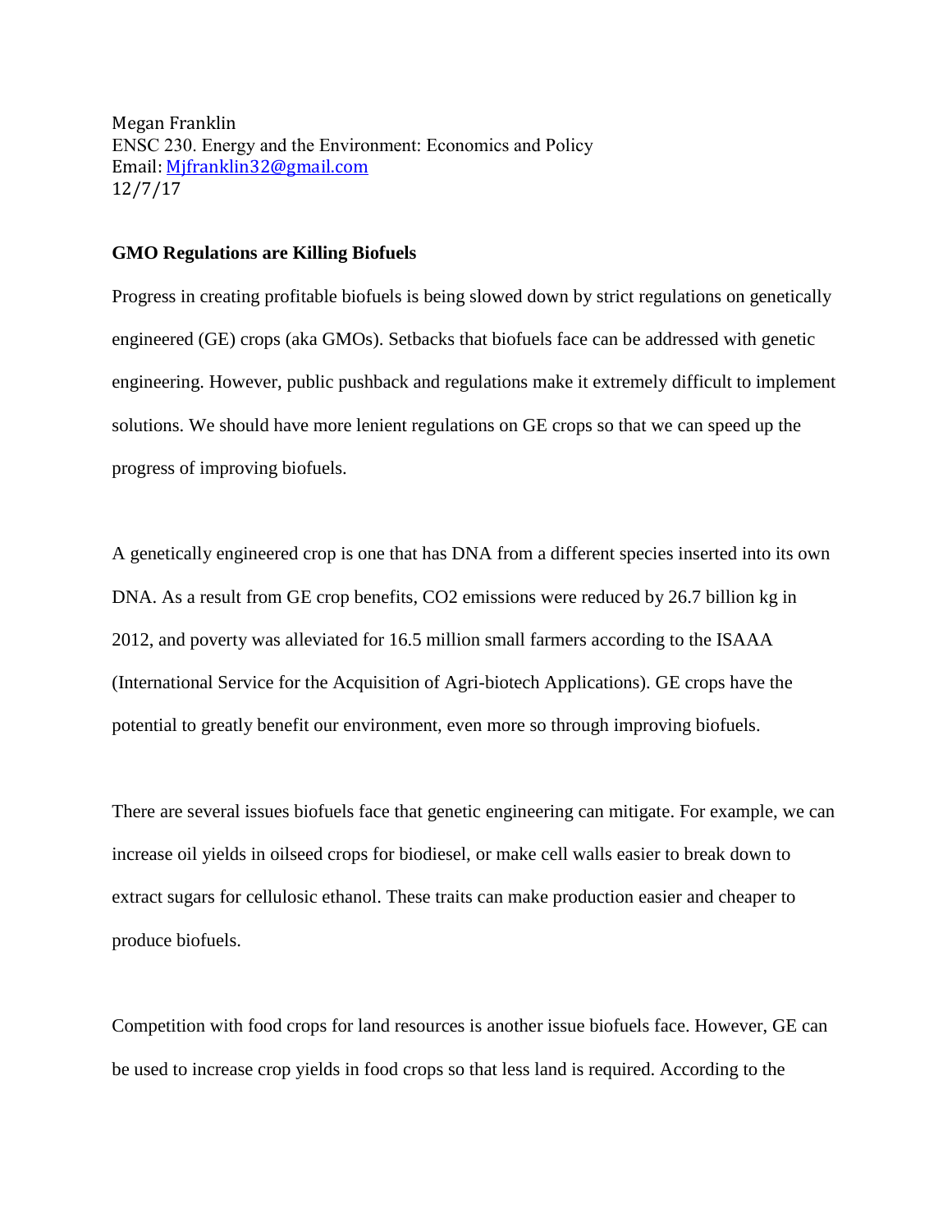Megan Franklin
ENSC 230. Energy and the Environment: Economics and Policy
Email: [Mjfranklin32@gmail.com](mailto:Mjfranklin32@gmail.com)
12/7/17

**GMO Regulations are Killing Biofuels**

Progress in creating profitable biofuels is being slowed down by strict regulations on genetically engineered (GE) crops (aka GMOs). Setbacks that biofuels face can be addressed with genetic engineering. However, public pushback and regulations make it extremely difficult to implement solutions. We should have more lenient regulations on GE crops so that we can speed up the progress of improving biofuels.

A genetically engineered crop is one that has DNA from a different species inserted into its own DNA. As a result from GE crop benefits, $CO_2$ emissions were reduced by 26.7 billion kg in 2012, and poverty was alleviated for 16.5 million small farmers according to the ISAAA (International Service for the Acquisition of Agri-biotech Applications). GE crops have the potential to greatly benefit our environment, even more so through improving biofuels.

There are several issues biofuels face that genetic engineering can mitigate. For example, we can increase oil yields in oilseed crops for biodiesel, or make cell walls easier to break down to extract sugars for cellulosic ethanol. These traits can make production easier and cheaper to produce biofuels.

Competition with food crops for land resources is another issue biofuels face. However, GE can be used to increase crop yields in food crops so that less land is required. According to the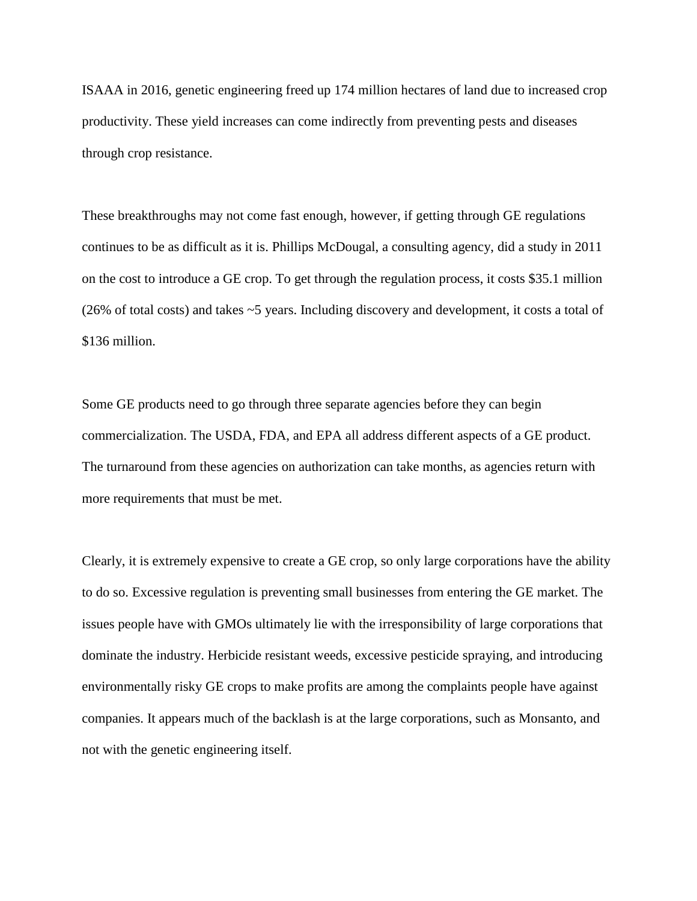ISAAA in 2016, genetic engineering freed up 174 million hectares of land due to increased crop productivity. These yield increases can come indirectly from preventing pests and diseases through crop resistance.

These breakthroughs may not come fast enough, however, if getting through GE regulations continues to be as difficult as it is. Phillips McDougal, a consulting agency, did a study in 2011 on the cost to introduce a GE crop. To get through the regulation process, it costs $35.1 million (26% of total costs) and takes ~5 years. Including discovery and development, it costs a total of $136 million.

Some GE products need to go through three separate agencies before they can begin commercialization. The USDA, FDA, and EPA all address different aspects of a GE product. The turnaround from these agencies on authorization can take months, as agencies return with more requirements that must be met.

Clearly, it is extremely expensive to create a GE crop, so only large corporations have the ability to do so. Excessive regulation is preventing small businesses from entering the GE market. The issues people have with GMOs ultimately lie with the irresponsibility of large corporations that dominate the industry. Herbicide resistant weeds, excessive pesticide spraying, and introducing environmentally risky GE crops to make profits are among the complaints people have against companies. It appears much of the backlash is at the large corporations, such as Monsanto, and not with the genetic engineering itself.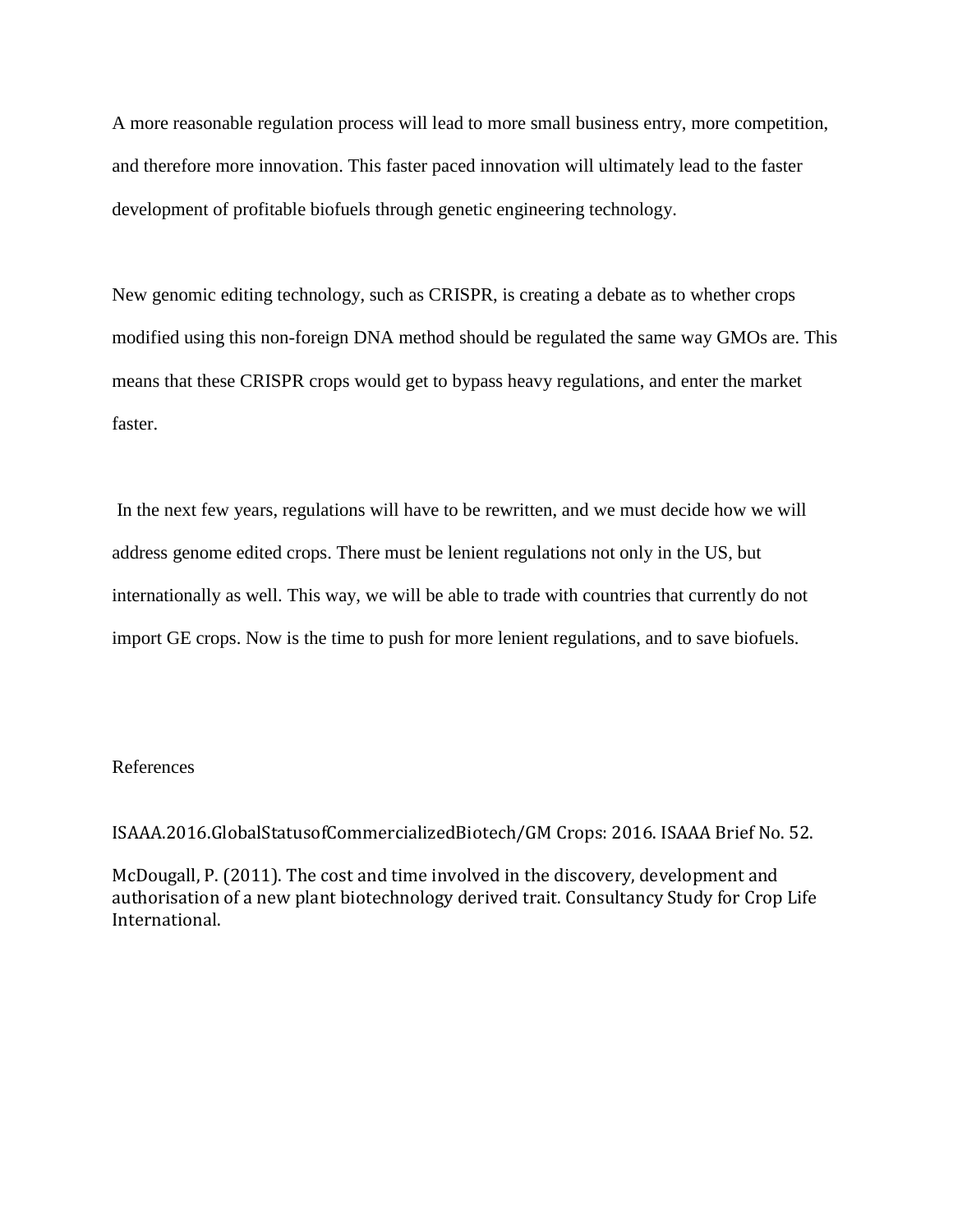A more reasonable regulation process will lead to more small business entry, more competition, and therefore more innovation. This faster paced innovation will ultimately lead to the faster development of profitable biofuels through genetic engineering technology.

New genomic editing technology, such as CRISPR, is creating a debate as to whether crops modified using this non-foreign DNA method should be regulated the same way GMOs are. This means that these CRISPR crops would get to bypass heavy regulations, and enter the market faster.

In the next few years, regulations will have to be rewritten, and we must decide how we will address genome edited crops. There must be lenient regulations not only in the US, but internationally as well. This way, we will be able to trade with countries that currently do not import GE crops. Now is the time to push for more lenient regulations, and to save biofuels.

References

ISAAA.2016.GlobalStatusofCommercializedBiotech/GM Crops: 2016. ISAAA Brief No. 52.

McDougall, P. (2011). The cost and time involved in the discovery, development and authorisation of a new plant biotechnology derived trait. Consultancy Study for Crop Life International.